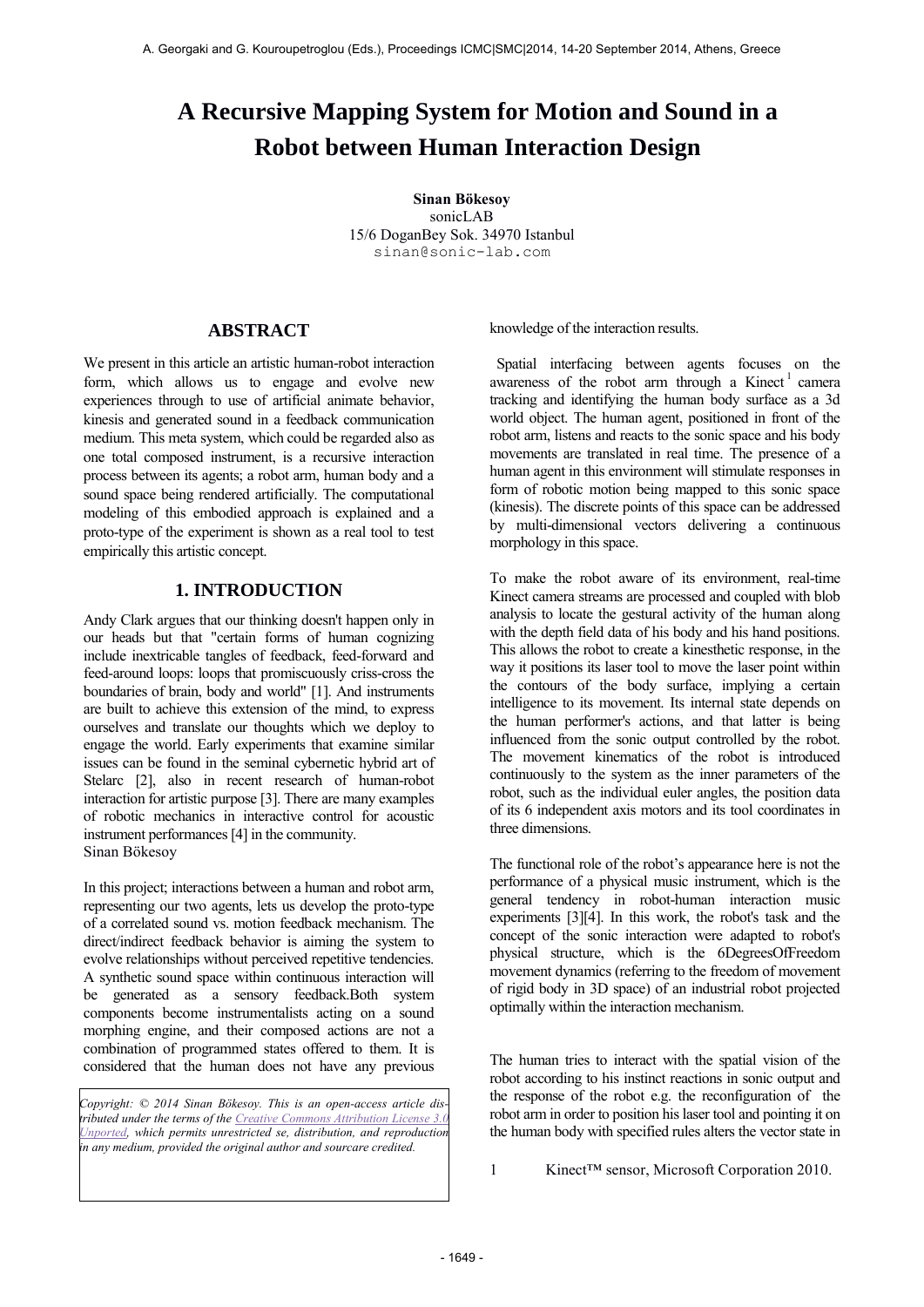# A Recursive Mapping System for Motion and Sound in a Robot between Human Interaction Design

**Sinan Bökesoy**
sonicLAB
15/6 DoganBey Sok. 34970 Istanbul
sinan@sonic-lab.com

## ABSTRACT

We present in this article an artistic human-robot interaction form, which allows us to engage and evolve new experiences through to use of artificial animate behavior, kinesis and generated sound in a feedback communication medium. This meta system, which could be regarded also as one total composed instrument, is a recursive interaction process between its agents; a robot arm, human body and a sound space being rendered artificially. The computational modeling of this embodied approach is explained and a proto-type of the experiment is shown as a real tool to test empirically this artistic concept.

## 1. INTRODUCTION

Andy Clark argues that our thinking doesn't happen only in our heads but that "certain forms of human cognizing include inextricable tangles of feedback, feed-forward and feed-around loops: loops that promiscuously criss-cross the boundaries of brain, body and world" [1]. And instruments are built to achieve this extension of the mind, to express ourselves and translate our thoughts which we deploy to engage the world. Early experiments that examine similar issues can be found in the seminal cybernetic hybrid art of Stelarc [2], also in recent research of human-robot interaction for artistic purpose [3]. There are many examples of robotic mechanics in interactive control for acoustic instrument performances [4] in the community.
Sinan Bökesoy

In this project; interactions between a human and robot arm, representing our two agents, lets us develop the proto-type of a correlated sound vs. motion feedback mechanism. The direct/indirect feedback behavior is aiming the system to evolve relationships without perceived repetitive tendencies. A synthetic sound space within continuous interaction will be generated as a sensory feedback.Both system components become instrumentalists acting on a sound morphing engine, and their composed actions are not a combination of programmed states offered to them. It is considered that the human does not have any previous knowledge of the interaction results.

Spatial interfacing between agents focuses on the awareness of the robot arm through a Kinect [1] camera tracking and identifying the human body surface as a 3d world object. The human agent, positioned in front of the robot arm, listens and reacts to the sonic space and his body movements are translated in real time. The presence of a human agent in this environment will stimulate responses in form of robotic motion being mapped to this sonic space (kinesis). The discrete points of this space can be addressed by multi-dimensional vectors delivering a continuous morphology in this space.

To make the robot aware of its environment, real-time Kinect camera streams are processed and coupled with blob analysis to locate the gestural activity of the human along with the depth field data of his body and his hand positions. This allows the robot to create a kinesthetic response, in the way it positions its laser tool to move the laser point within the contours of the body surface, implying a certain intelligence to its movement. Its internal state depends on the human performer's actions, and that latter is being influenced from the sonic output controlled by the robot. The movement kinematics of the robot is introduced continuously to the system as the inner parameters of the robot, such as the individual euler angles, the position data of its 6 independent axis motors and its tool coordinates in three dimensions.

The functional role of the robot's appearance here is not the performance of a physical music instrument, which is the general tendency in robot-human interaction music experiments [3][4]. In this work, the robot's task and the concept of the sonic interaction were adapted to robot's physical structure, which is the 6DegreesOfFreedom movement dynamics (referring to the freedom of movement of rigid body in 3D space) of an industrial robot projected optimally within the interaction mechanism.

The human tries to interact with the spatial vision of the robot according to his instinct reactions in sonic output and the response of the robot e.g. the reconfiguration of the robot arm in order to position his laser tool and pointing it on the human body with specified rules alters the vector state in

1 Kinect™ sensor, Microsoft Corporation 2010.

*Copyright: © 2014 Sinan Bökesoy. This is an open-access article distributed under the terms of the Creative Commons Attribution License 3.0 Unported, which permits unrestricted se, distribution, and reproduction in any medium, provided the original author and sourcare credited.*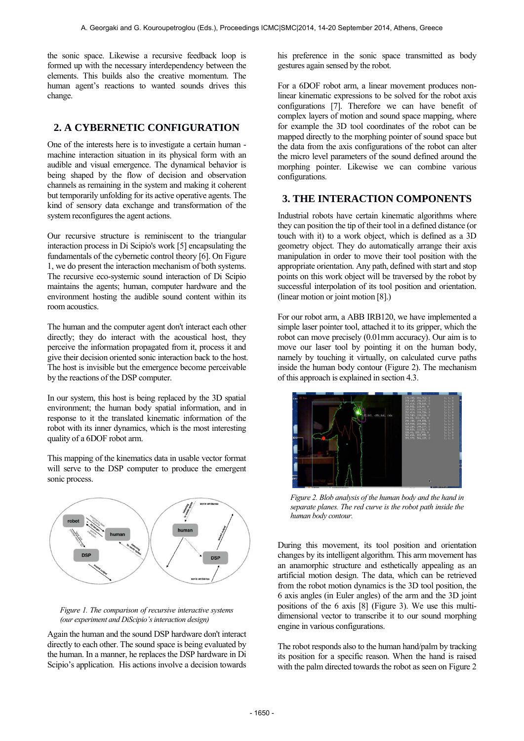the sonic space. Likewise a recursive feedback loop is formed up with the necessary interdependency between the elements. This builds also the creative momentum. The human agent's reactions to wanted sounds drives this change.

## 2. A CYBERNETIC CONFIGURATION

One of the interests here is to investigate a certain human - machine interaction situation in its physical form with an audible and visual emergence. The dynamical behavior is being shaped by the flow of decision and observation channels as remaining in the system and making it coherent but temporarily unfolding for its active operative agents. The kind of sensory data exchange and transformation of the system reconfigures the agent actions.

Our recursive structure is reminiscent to the triangular interaction process in Di Scipio's work [5] encapsulating the fundamentals of the cybernetic control theory [6]. On Figure 1, we do present the interaction mechanism of both systems. The recursive eco-systemic sound interaction of Di Scipio maintains the agents; human, computer hardware and the environment hosting the audible sound content within its room acoustics.

The human and the computer agent don't interact each other directly; they do interact with the acoustical host, they perceive the information propagated from it, process it and give their decision oriented sonic interaction back to the host. The host is invisible but the emergence become perceivable by the reactions of the DSP computer.

In our system, this host is being replaced by the 3D spatial environment; the human body spatial information, and in response to it the translated kinematic information of the robot with its inner dynamics, which is the most interesting quality of a 6DOF robot arm.

This mapping of the kinematics data in usable vector format will serve to the DSP computer to produce the emergent sonic process.

*Figure 1. The comparison of recursive interactive systems (our experiment and DiScipio's interaction design)*

Again the human and the sound DSP hardware don't interact directly to each other. The sound space is being evaluated by the human. In a manner, he replaces the DSP hardware in Di Scipio's application. His actions involve a decision towards his preference in the sonic space transmitted as body gestures again sensed by the robot.

For a 6DOF robot arm, a linear movement produces non-linear kinematic expressions to be solved for the robot axis configurations [7]. Therefore we can have benefit of complex layers of motion and sound space mapping, where for example the 3D tool coordinates of the robot can be mapped directly to the morphing pointer of sound space but the data from the axis configurations of the robot can alter the micro level parameters of the sound defined around the morphing pointer. Likewise we can combine various configurations.

## 3. THE INTERACTION COMPONENTS

Industrial robots have certain kinematic algorithms where they can position the tip of their tool in a defined distance (or touch with it) to a work object, which is defined as a 3D geometry object. They do automatically arrange their axis manipulation in order to move their tool position with the appropriate orientation. Any path, defined with start and stop points on this work object will be traversed by the robot by successful interpolation of its tool position and orientation. (linear motion or joint motion [8].)

For our robot arm, a ABB IRB120, we have implemented a simple laser pointer tool, attached it to its gripper, which the robot can move precisely (0.01mm accuracy). Our aim is to move our laser tool by pointing it on the human body, namely by touching it virtually, on calculated curve paths inside the human body contour (Figure 2). The mechanism of this approach is explained in section 4.3.

*Figure 2. Blob analysis of the human body and the hand in separate planes. The red curve is the robot path inside the human body contour.*

During this movement, its tool position and orientation changes by its intelligent algorithm. This arm movement has an anamorphic structure and esthetically appealing as an artificial motion design. The data, which can be retrieved from the robot motion dynamics is the 3D tool position, the 6 axis angles (in Euler angles) of the arm and the 3D joint positions of the 6 axis [8] (Figure 3). We use this multi-dimensional vector to transcribe it to our sound morphing engine in various configurations.

The robot responds also to the human hand/palm by tracking its position for a specific reason. When the hand is raised with the palm directed towards the robot as seen on Figure 2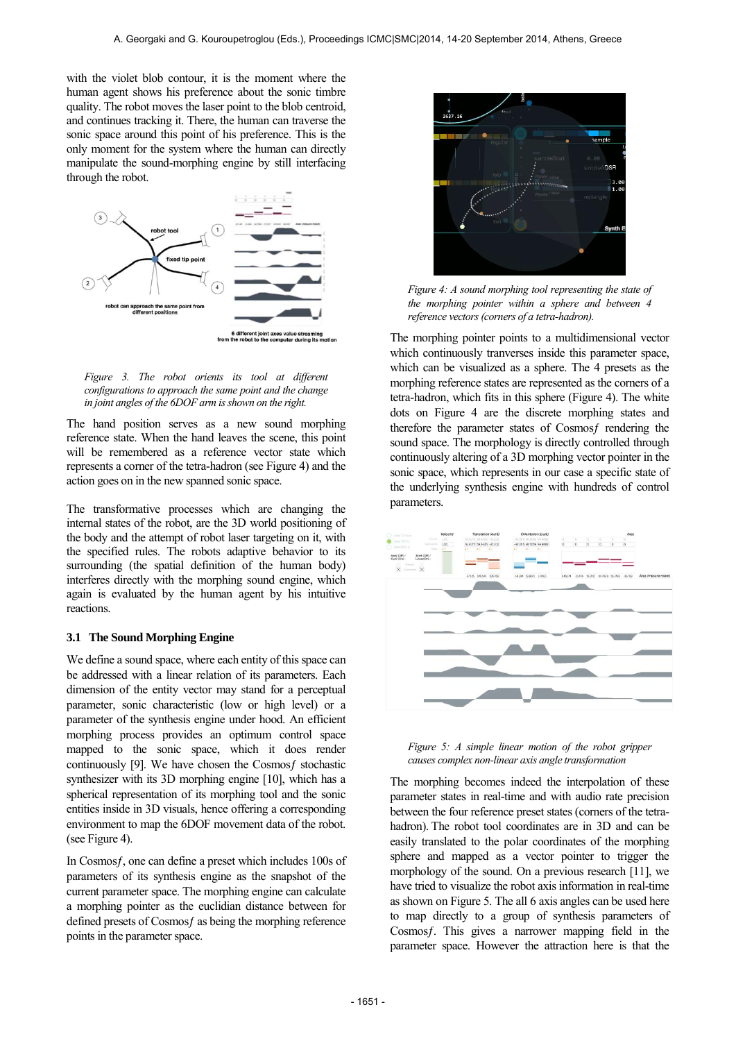with the violet blob contour, it is the moment where the human agent shows his preference about the sonic timbre quality. The robot moves the laser point to the blob centroid, and continues tracking it. There, the human can traverse the sonic space around this point of his preference. This is the only moment for the system where the human can directly manipulate the sound-morphing engine by still interfacing through the robot.

*Figure 3. The robot orients its tool at different configurations to approach the same point and the change in joint angles of the 6DOF arm is shown on the right.*

The hand position serves as a new sound morphing reference state. When the hand leaves the scene, this point will be remembered as a reference vector state which represents a corner of the tetra-hadron (see Figure 4) and the action goes on in the new spanned sonic space.

The transformative processes which are changing the internal states of the robot, are the 3D world positioning of the body and the attempt of robot laser targeting on it, with the specified rules. The robots adaptive behavior to its surrounding (the spatial definition of the human body) interferes directly with the morphing sound engine, which again is evaluated by the human agent by his intuitive reactions.

### 3.1 The Sound Morphing Engine

We define a sound space, where each entity of this space can be addressed with a linear relation of its parameters. Each dimension of the entity vector may stand for a perceptual parameter, sonic characteristic (low or high level) or a parameter of the synthesis engine under hood. An efficient morphing process provides an optimum control space mapped to the sonic space, which it does render continuously [9]. We have chosen the Cosmos*f* stochastic synthesizer with its 3D morphing engine [10], which has a spherical representation of its morphing tool and the sonic entities inside in 3D visuals, hence offering a corresponding environment to map the 6DOF movement data of the robot. (see Figure 4).

In Cosmos*f*, one can define a preset which includes 100s of parameters of its synthesis engine as the snapshot of the current parameter space. The morphing engine can calculate a morphing pointer as the euclidian distance between for defined presets of Cosmos*f* as being the morphing reference points in the parameter space.

*Figure 4: A sound morphing tool representing the state of the morphing pointer within a sphere and between 4 reference vectors (corners of a tetra-hadron).*

The morphing pointer points to a multidimensional vector which continuously tranverses inside this parameter space, which can be visualized as a sphere. The 4 presets as the morphing reference states are represented as the corners of a tetra-hadron, which fits in this sphere (Figure 4). The white dots on Figure 4 are the discrete morphing states and therefore the parameter states of Cosmos*f* rendering the sound space. The morphology is directly controlled through continuously altering of a 3D morphing vector pointer in the sonic space, which represents in our case a specific state of the underlying synthesis engine with hundreds of control parameters.

*Figure 5: A simple linear motion of the robot gripper causes complex non-linear axis angle transformation*

The morphing becomes indeed the interpolation of these parameter states in real-time and with audio rate precision between the four reference preset states (corners of the tetra-hadron). The robot tool coordinates are in 3D and can be easily translated to the polar coordinates of the morphing sphere and mapped as a vector pointer to trigger the morphology of the sound. On a previous research [11], we have tried to visualize the robot axis information in real-time as shown on Figure 5. The all 6 axis angles can be used here to map directly to a group of synthesis parameters of Cosmos*f*. This gives a narrower mapping field in the parameter space. However the attraction here is that the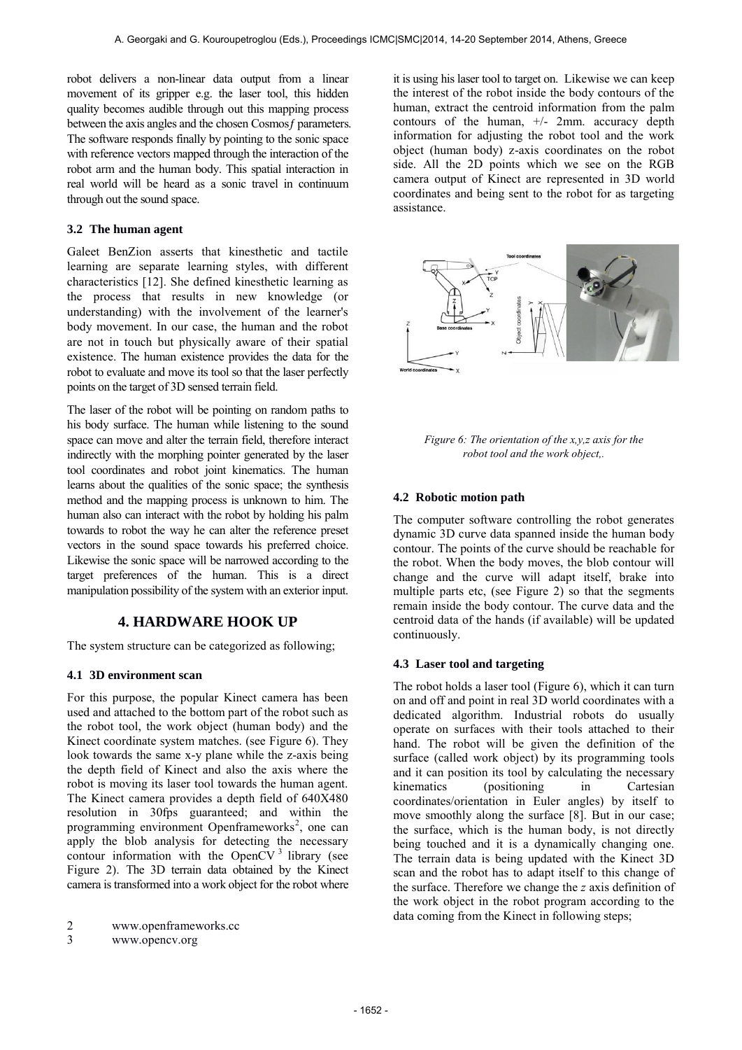robot delivers a non-linear data output from a linear movement of its gripper e.g. the laser tool, this hidden quality becomes audible through out this mapping process between the axis angles and the chosen Cosmos*f* parameters. The software responds finally by pointing to the sonic space with reference vectors mapped through the interaction of the robot arm and the human body. This spatial interaction in real world will be heard as a sonic travel in continuum through out the sound space.

### 3.2 The human agent

Galeet BenZion asserts that kinesthetic and tactile learning are separate learning styles, with different characteristics [12]. She defined kinesthetic learning as the process that results in new knowledge (or understanding) with the involvement of the learner's body movement. In our case, the human and the robot are not in touch but physically aware of their spatial existence. The human existence provides the data for the robot to evaluate and move its tool so that the laser perfectly points on the target of 3D sensed terrain field.

The laser of the robot will be pointing on random paths to his body surface. The human while listening to the sound space can move and alter the terrain field, therefore interact indirectly with the morphing pointer generated by the laser tool coordinates and robot joint kinematics. The human learns about the qualities of the sonic space; the synthesis method and the mapping process is unknown to him. The human also can interact with the robot by holding his palm towards to robot the way he can alter the reference preset vectors in the sound space towards his preferred choice. Likewise the sonic space will be narrowed according to the target preferences of the human. This is a direct manipulation possibility of the system with an exterior input.

## 4. HARDWARE HOOK UP

The system structure can be categorized as following;

### 4.1 3D environment scan

For this purpose, the popular Kinect camera has been used and attached to the bottom part of the robot such as the robot tool, the work object (human body) and the Kinect coordinate system matches. (see Figure 6). They look towards the same x-y plane while the z-axis being the depth field of Kinect and also the axis where the robot is moving its laser tool towards the human agent. The Kinect camera provides a depth field of 640X480 resolution in 30fps guaranteed; and within the programming environment Openframeworks[2], one can apply the blob analysis for detecting the necessary contour information with the OpenCV[3] library (see Figure 2). The 3D terrain data obtained by the Kinect camera is transformed into a work object for the robot where it is using his laser tool to target on. Likewise we can keep the interest of the robot inside the body contours of the human, extract the centroid information from the palm contours of the human, +/- 2mm. accuracy depth information for adjusting the robot tool and the work object (human body) z-axis coordinates on the robot side. All the 2D points which we see on the RGB camera output of Kinect are represented in 3D world coordinates and being sent to the robot for as targeting assistance.

*Figure 6: The orientation of the x,y,z axis for the robot tool and the work object,.*

### 4.2 Robotic motion path

The computer software controlling the robot generates dynamic 3D curve data spanned inside the human body contour. The points of the curve should be reachable for the robot. When the body moves, the blob contour will change and the curve will adapt itself, brake into multiple parts etc, (see Figure 2) so that the segments remain inside the body contour. The curve data and the centroid data of the hands (if available) will be updated continuously.

### 4.3 Laser tool and targeting

The robot holds a laser tool (Figure 6), which it can turn on and off and point in real 3D world coordinates with a dedicated algorithm. Industrial robots do usually operate on surfaces with their tools attached to their hand. The robot will be given the definition of the surface (called work object) by its programming tools and it can position its tool by calculating the necessary kinematics (positioning in Cartesian coordinates/orientation in Euler angles) by itself to move smoothly along the surface [8]. But in our case; the surface, which is the human body, is not directly being touched and it is a dynamically changing one. The terrain data is being updated with the Kinect 3D scan and the robot has to adapt itself to this change of the surface. Therefore we change the *z* axis definition of the work object in the robot program according to the data coming from the Kinect in following steps;

2 www.openframeworks.cc
3 www.opencv.org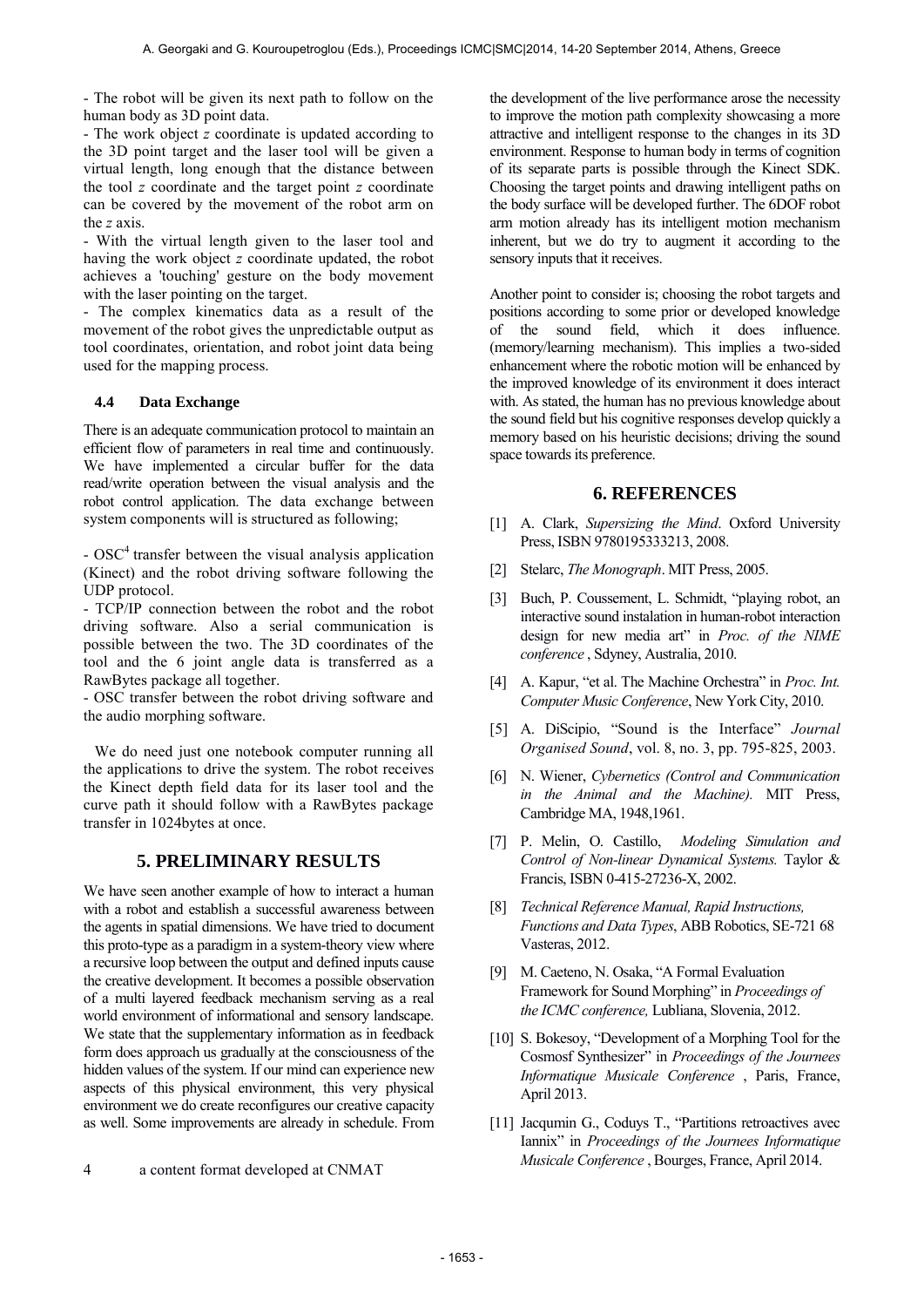- The robot will be given its next path to follow on the human body as 3D point data.

- The work object $z$ coordinate is updated according to the 3D point target and the laser tool will be given a virtual length, long enough that the distance between the tool $z$ coordinate and the target point $z$ coordinate can be covered by the movement of the robot arm on the $z$ axis.

- With the virtual length given to the laser tool and having the work object $z$ coordinate updated, the robot achieves a 'touching' gesture on the body movement with the laser pointing on the target.

- The complex kinematics data as a result of the movement of the robot gives the unpredictable output as tool coordinates, orientation, and robot joint data being used for the mapping process.

### 4.4 Data Exchange

There is an adequate communication protocol to maintain an efficient flow of parameters in real time and continuously. We have implemented a circular buffer for the data read/write operation between the visual analysis and the robot control application. The data exchange between system components will is structured as following;

- OSC[4] transfer between the visual analysis application (Kinect) and the robot driving software following the UDP protocol.

- TCP/IP connection between the robot and the robot driving software. Also a serial communication is possible between the two. The 3D coordinates of the tool and the 6 joint angle data is transferred as a RawBytes package all together.

- OSC transfer between the robot driving software and the audio morphing software.

We do need just one notebook computer running all the applications to drive the system. The robot receives the Kinect depth field data for its laser tool and the curve path it should follow with a RawBytes package transfer in 1024bytes at once.

## 5. PRELIMINARY RESULTS

We have seen another example of how to interact a human with a robot and establish a successful awareness between the agents in spatial dimensions. We have tried to document this proto-type as a paradigm in a system-theory view where a recursive loop between the output and defined inputs cause the creative development. It becomes a possible observation of a multi layered feedback mechanism serving as a real world environment of informational and sensory landscape. We state that the supplementary information as in feedback form does approach us gradually at the consciousness of the hidden values of the system. If our mind can experience new aspects of this physical environment, this very physical environment we do create reconfigures our creative capacity as well. Some improvements are already in schedule. From the development of the live performance arose the necessity to improve the motion path complexity showcasing a more attractive and intelligent response to the changes in its 3D environment. Response to human body in terms of cognition of its separate parts is possible through the Kinect SDK. Choosing the target points and drawing intelligent paths on the body surface will be developed further. The 6DOF robot arm motion already has its intelligent motion mechanism inherent, but we do try to augment it according to the sensory inputs that it receives.

Another point to consider is; choosing the robot targets and positions according to some prior or developed knowledge of the sound field, which it does influence. (memory/learning mechanism). This implies a two-sided enhancement where the robotic motion will be enhanced by the improved knowledge of its environment it does interact with. As stated, the human has no previous knowledge about the sound field but his cognitive responses develop quickly a memory based on his heuristic decisions; driving the sound space towards its preference.

[4] a content format developed at CNMAT

## 6. REFERENCES

[1] A. Clark, *Supersizing the Mind*. Oxford University Press, ISBN 9780195333213, 2008.

[2] Stelarc, *The Monograph*. MIT Press, 2005.

[3] Buch, P. Coussement, L. Schmidt, "playing robot, an interactive sound instalation in human-robot interaction design for new media art" in *Proc. of the NIME conference* , Sdyney, Australia, 2010.

[4] A. Kapur, "et al. The Machine Orchestra" in *Proc. Int. Computer Music Conference*, New York City, 2010.

[5] A. DiScipio, "Sound is the Interface" *Journal Organised Sound*, vol. 8, no. 3, pp. 795-825, 2003.

[6] N. Wiener, *Cybernetics (Control and Communication in the Animal and the Machine).* MIT Press, Cambridge MA, 1948,1961.

[7] P. Melin, O. Castillo, *Modeling Simulation and Control of Non-linear Dynamical Systems.* Taylor & Francis, ISBN 0-415-27236-X, 2002.

[8] *Technical Reference Manual, Rapid Instructions, Functions and Data Types*, ABB Robotics, SE-721 68 Vasteras, 2012.

[9] M. Caeteno, N. Osaka, "A Formal Evaluation Framework for Sound Morphing" in *Proceedings of the ICMC conference,* Lubliana, Slovenia, 2012.

[10] S. Bokesoy, "Development of a Morphing Tool for the Cosmosf Synthesizer" in *Proceedings of the Journees Informatique Musicale Conference* , Paris, France, April 2013.

[11] Jacqumin G., Coduys T., "Partitions retroactives avec Iannix" in *Proceedings of the Journees Informatique Musicale Conference* , Bourges, France, April 2014.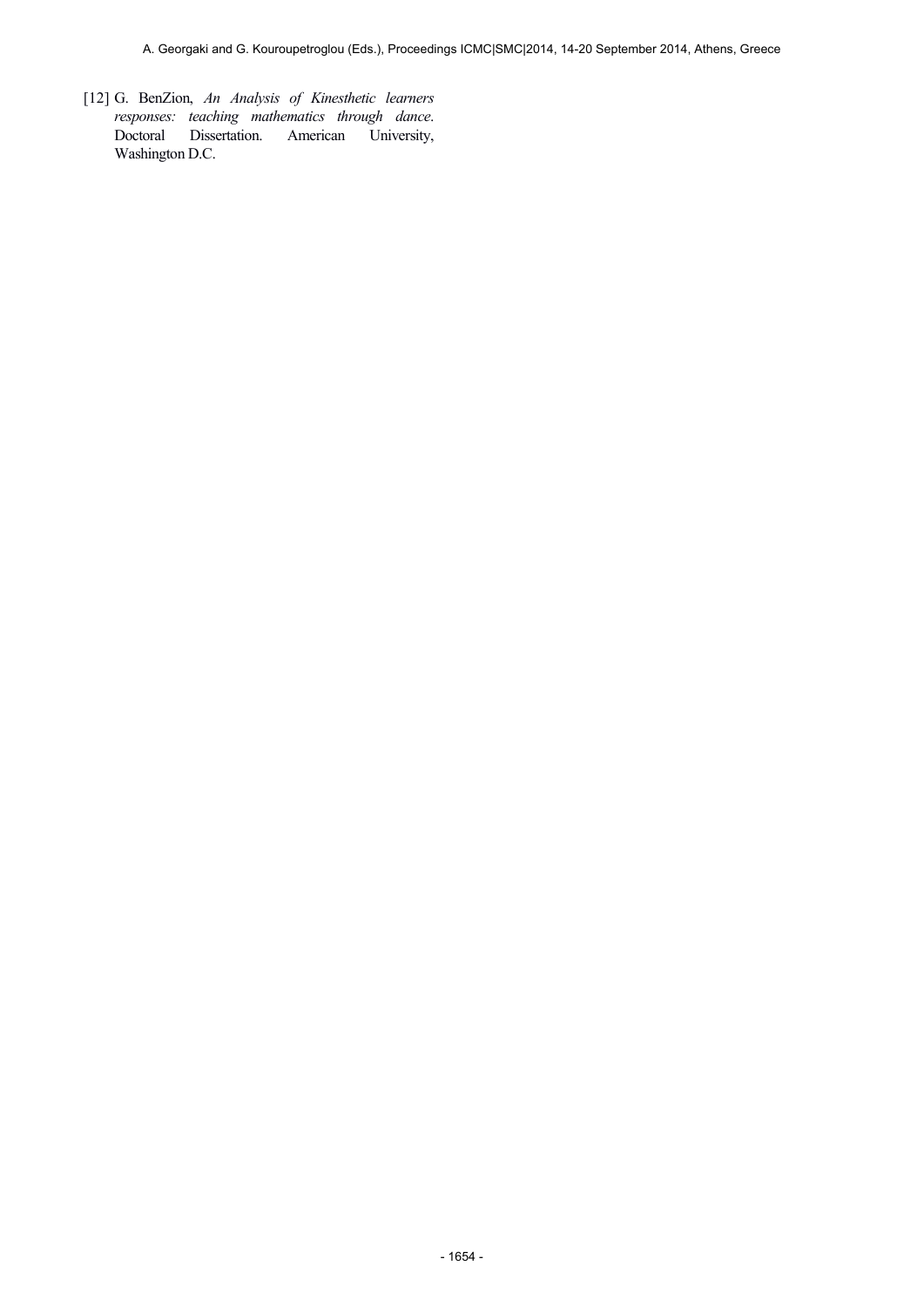[12] G. BenZion, *An Analysis of Kinesthetic learners responses: teaching mathematics through dance*. Doctoral Dissertation. American University, Washington D.C.